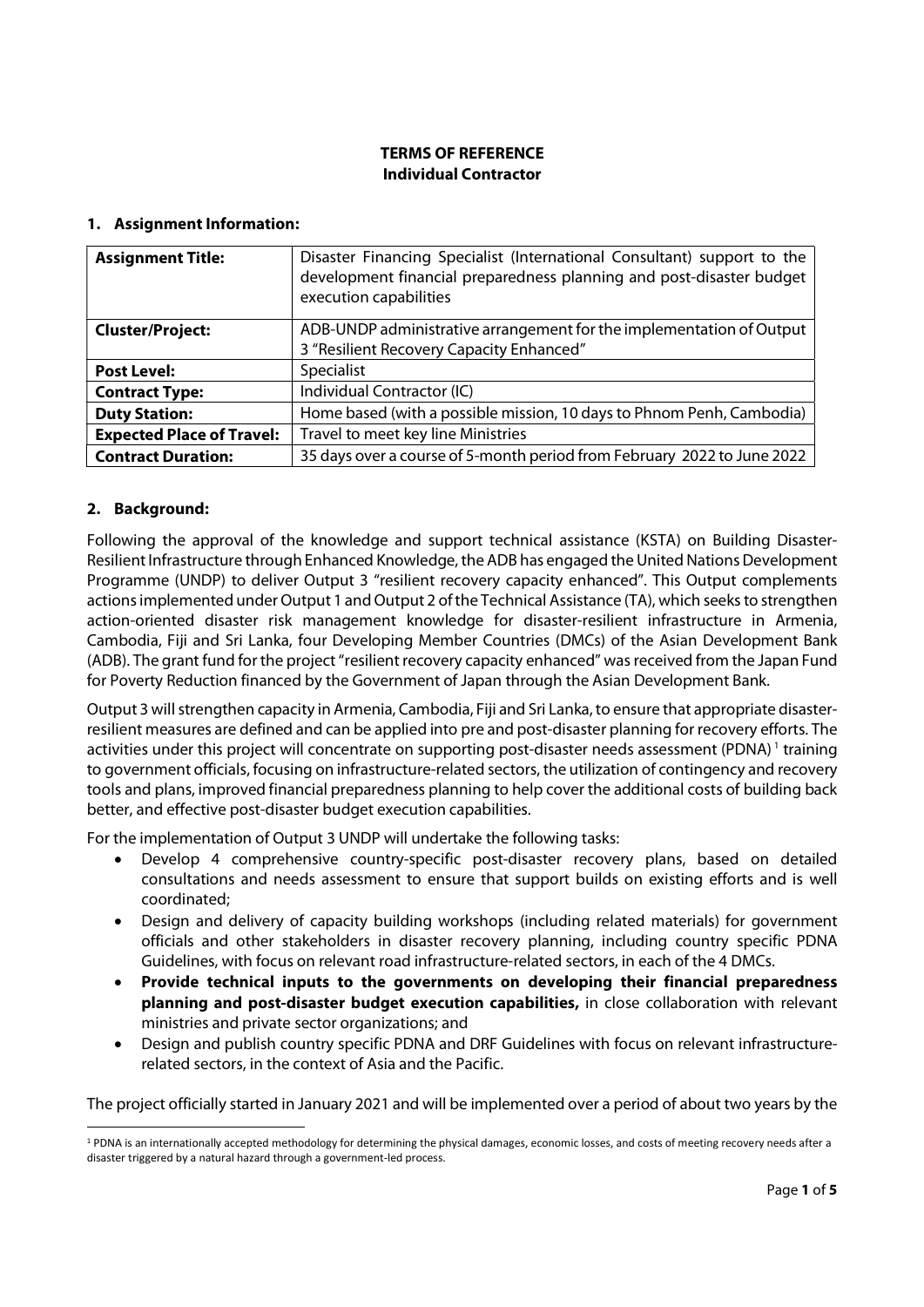**TERMS OF REFERENCE**
**Individual Contractor**

## 1. Assignment Information:

| **Assignment Title:** | Disaster Financing Specialist (International Consultant) support to the development financial preparedness planning and post-disaster budget execution capabilities |
|---|---|
| **Cluster/Project:** | ADB-UNDP administrative arrangement for the implementation of Output 3 "Resilient Recovery Capacity Enhanced" |
| **Post Level:** | Specialist |
| **Contract Type:** | Individual Contractor (IC) |
| **Duty Station:** | Home based (with a possible mission, 10 days to Phnom Penh, Cambodia) |
| **Expected Place of Travel:** | Travel to meet key line Ministries |
| **Contract Duration:** | 35 days over a course of 5-month period from February 2022 to June 2022 |

## 2. Background:

Following the approval of the knowledge and support technical assistance (KSTA) on Building Disaster-Resilient Infrastructure through Enhanced Knowledge, the ADB has engaged the United Nations Development Programme (UNDP) to deliver Output 3 "resilient recovery capacity enhanced". This Output complements actions implemented under Output 1 and Output 2 of the Technical Assistance (TA), which seeks to strengthen action-oriented disaster risk management knowledge for disaster-resilient infrastructure in Armenia, Cambodia, Fiji and Sri Lanka, four Developing Member Countries (DMCs) of the Asian Development Bank (ADB). The grant fund for the project "resilient recovery capacity enhanced" was received from the Japan Fund for Poverty Reduction financed by the Government of Japan through the Asian Development Bank.

Output 3 will strengthen capacity in Armenia, Cambodia, Fiji and Sri Lanka, to ensure that appropriate disaster-resilient measures are defined and can be applied into pre and post-disaster planning for recovery efforts. The activities under this project will concentrate on supporting post-disaster needs assessment (PDNA) [1] training to government officials, focusing on infrastructure-related sectors, the utilization of contingency and recovery tools and plans, improved financial preparedness planning to help cover the additional costs of building back better, and effective post-disaster budget execution capabilities.

For the implementation of Output 3 UNDP will undertake the following tasks:

- Develop 4 comprehensive country-specific post-disaster recovery plans, based on detailed consultations and needs assessment to ensure that support builds on existing efforts and is well coordinated;
- Design and delivery of capacity building workshops (including related materials) for government officials and other stakeholders in disaster recovery planning, including country specific PDNA Guidelines, with focus on relevant road infrastructure-related sectors, in each of the 4 DMCs.
- **Provide technical inputs to the governments on developing their financial preparedness planning and post-disaster budget execution capabilities,** in close collaboration with relevant ministries and private sector organizations; and
- Design and publish country specific PDNA and DRF Guidelines with focus on relevant infrastructure-related sectors, in the context of Asia and the Pacific.

The project officially started in January 2021 and will be implemented over a period of about two years by the

[1] PDNA is an internationally accepted methodology for determining the physical damages, economic losses, and costs of meeting recovery needs after a disaster triggered by a natural hazard through a government-led process.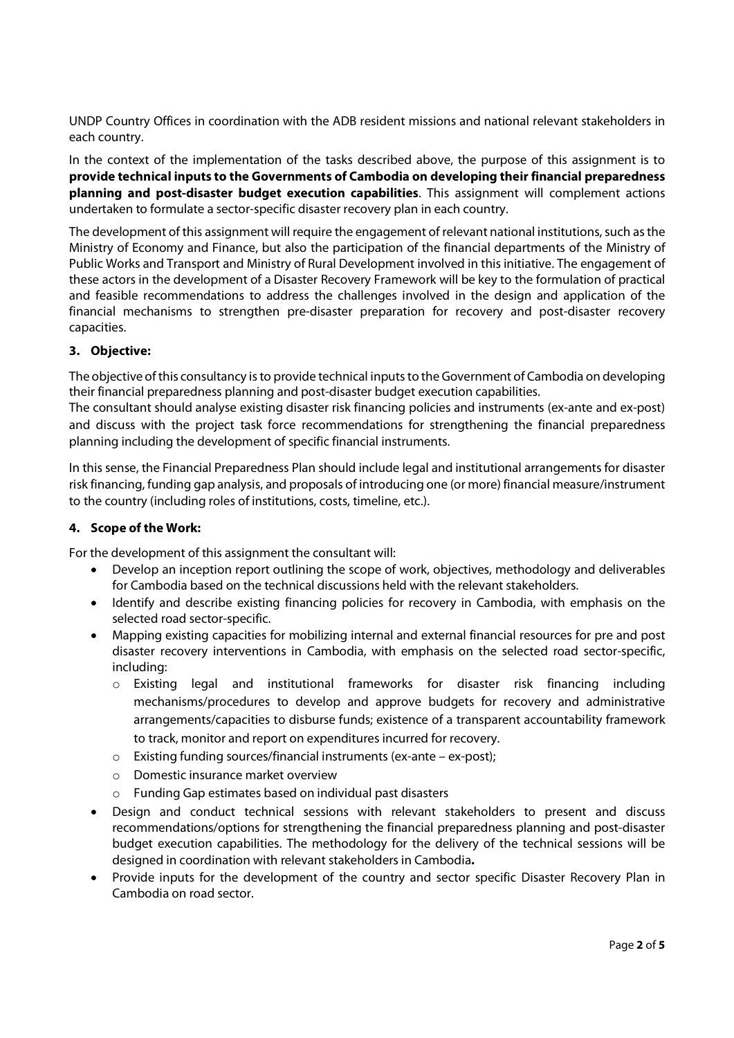UNDP Country Offices in coordination with the ADB resident missions and national relevant stakeholders in each country.

In the context of the implementation of the tasks described above, the purpose of this assignment is to **provide technical inputs to the Governments of Cambodia on developing their financial preparedness planning and post-disaster budget execution capabilities**. This assignment will complement actions undertaken to formulate a sector-specific disaster recovery plan in each country.

The development of this assignment will require the engagement of relevant national institutions, such as the Ministry of Economy and Finance, but also the participation of the financial departments of the Ministry of Public Works and Transport and Ministry of Rural Development involved in this initiative. The engagement of these actors in the development of a Disaster Recovery Framework will be key to the formulation of practical and feasible recommendations to address the challenges involved in the design and application of the financial mechanisms to strengthen pre-disaster preparation for recovery and post-disaster recovery capacities.

### 3. Objective:

The objective of this consultancy is to provide technical inputs to the Government of Cambodia on developing their financial preparedness planning and post-disaster budget execution capabilities.
The consultant should analyse existing disaster risk financing policies and instruments (ex-ante and ex-post) and discuss with the project task force recommendations for strengthening the financial preparedness planning including the development of specific financial instruments.

In this sense, the Financial Preparedness Plan should include legal and institutional arrangements for disaster risk financing, funding gap analysis, and proposals of introducing one (or more) financial measure/instrument to the country (including roles of institutions, costs, timeline, etc.).

### 4. Scope of the Work:

For the development of this assignment the consultant will:

- Develop an inception report outlining the scope of work, objectives, methodology and deliverables for Cambodia based on the technical discussions held with the relevant stakeholders.
- Identify and describe existing financing policies for recovery in Cambodia, with emphasis on the selected road sector-specific.
- Mapping existing capacities for mobilizing internal and external financial resources for pre and post disaster recovery interventions in Cambodia, with emphasis on the selected road sector-specific, including:
  - Existing legal and institutional frameworks for disaster risk financing including mechanisms/procedures to develop and approve budgets for recovery and administrative arrangements/capacities to disburse funds; existence of a transparent accountability framework to track, monitor and report on expenditures incurred for recovery.
  - Existing funding sources/financial instruments (ex-ante – ex-post);
  - Domestic insurance market overview
  - Funding Gap estimates based on individual past disasters
- Design and conduct technical sessions with relevant stakeholders to present and discuss recommendations/options for strengthening the financial preparedness planning and post-disaster budget execution capabilities. The methodology for the delivery of the technical sessions will be designed in coordination with relevant stakeholders in Cambodia**.**
- Provide inputs for the development of the country and sector specific Disaster Recovery Plan in Cambodia on road sector.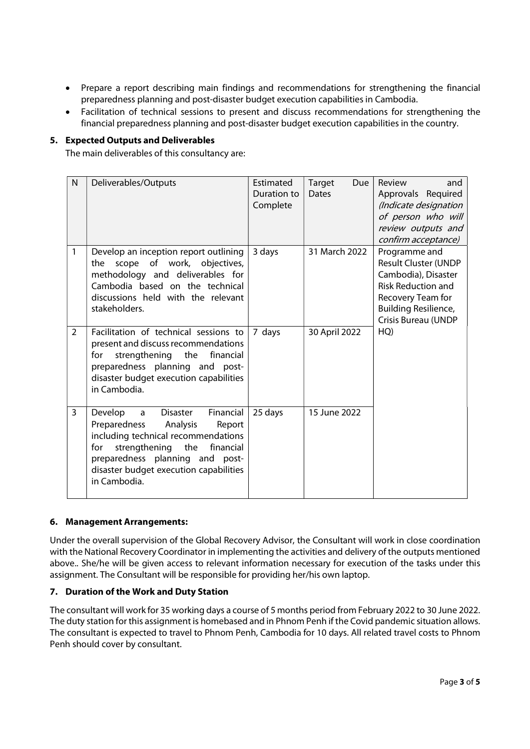- Prepare a report describing main findings and recommendations for strengthening the financial preparedness planning and post-disaster budget execution capabilities in Cambodia.
- Facilitation of technical sessions to present and discuss recommendations for strengthening the financial preparedness planning and post-disaster budget execution capabilities in the country.

## 5. Expected Outputs and Deliverables

The main deliverables of this consultancy are:

| N | Deliverables/Outputs | Estimated Duration to Complete | Target Due Dates | Review and Approvals Required *(Indicate designation of person who will review outputs and confirm acceptance)* |
|---|---|---|---|---|
| 1 | Develop an inception report outlining the scope of work, objectives, methodology and deliverables for Cambodia based on the technical discussions held with the relevant stakeholders. | 3 days | 31 March 2022 | Programme and Result Cluster (UNDP Cambodia), Disaster Risk Reduction and Recovery Team for Building Resilience, Crisis Bureau (UNDP HQ) |
| 2 | Facilitation of technical sessions to present and discuss recommendations for strengthening the financial preparedness planning and post-disaster budget execution capabilities in Cambodia. | 7 days | 30 April 2022 | |
| 3 | Develop a Disaster Financial Preparedness Analysis Report including technical recommendations for strengthening the financial preparedness planning and post-disaster budget execution capabilities in Cambodia. | 25 days | 15 June 2022 | |

## 6. Management Arrangements:

Under the overall supervision of the Global Recovery Advisor, the Consultant will work in close coordination with the National Recovery Coordinator in implementing the activities and delivery of the outputs mentioned above.. She/he will be given access to relevant information necessary for execution of the tasks under this assignment. The Consultant will be responsible for providing her/his own laptop.

## 7. Duration of the Work and Duty Station

The consultant will work for 35 working days a course of 5 months period from February 2022 to 30 June 2022. The duty station for this assignment is homebased and in Phnom Penh if the Covid pandemic situation allows. The consultant is expected to travel to Phnom Penh, Cambodia for 10 days. All related travel costs to Phnom Penh should cover by consultant.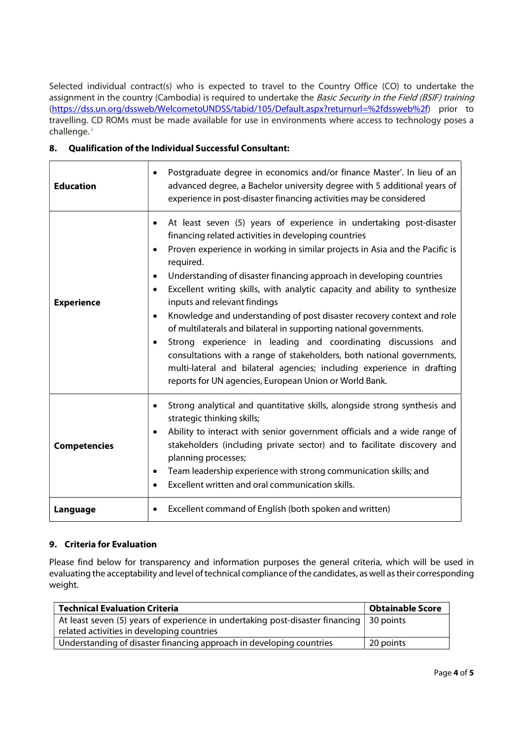Selected individual contract(s) who is expected to travel to the Country Office (CO) to undertake the assignment in the country (Cambodia) is required to undertake the *Basic Security in the Field (BSIF) training* (https://dss.un.org/dssweb/WelcometoUNDSS/tabid/105/Default.aspx?returnurl=%2fdssweb%2f) prior to travelling. CD ROMs must be made available for use in environments where access to technology poses a challenge. [i]

## 8. Qualification of the Individual Successful Consultant:

| | |
|---|---|
| **Education** | • Postgraduate degree in economics and/or finance Master'. In lieu of an advanced degree, a Bachelor university degree with 5 additional years of experience in post-disaster financing activities may be considered |
| **Experience** | • At least seven (5) years of experience in undertaking post-disaster financing related activities in developing countries<br>• Proven experience in working in similar projects in Asia and the Pacific is required.<br>• Understanding of disaster financing approach in developing countries<br>• Excellent writing skills, with analytic capacity and ability to synthesize inputs and relevant findings<br>• Knowledge and understanding of post disaster recovery context and role of multilaterals and bilateral in supporting national governments.<br>• Strong experience in leading and coordinating discussions and consultations with a range of stakeholders, both national governments, multi-lateral and bilateral agencies; including experience in drafting reports for UN agencies, European Union or World Bank. |
| **Competencies** | • Strong analytical and quantitative skills, alongside strong synthesis and strategic thinking skills;<br>• Ability to interact with senior government officials and a wide range of stakeholders (including private sector) and to facilitate discovery and planning processes;<br>• Team leadership experience with strong communication skills; and<br>• Excellent written and oral communication skills. |
| **Language** | • Excellent command of English (both spoken and written) |

## 9. Criteria for Evaluation

Please find below for transparency and information purposes the general criteria, which will be used in evaluating the acceptability and level of technical compliance of the candidates, as well as their corresponding weight.

| Technical Evaluation Criteria | Obtainable Score |
|---|---|
| At least seven (5) years of experience in undertaking post-disaster financing related activities in developing countries | 30 points |
| Understanding of disaster financing approach in developing countries | 20 points |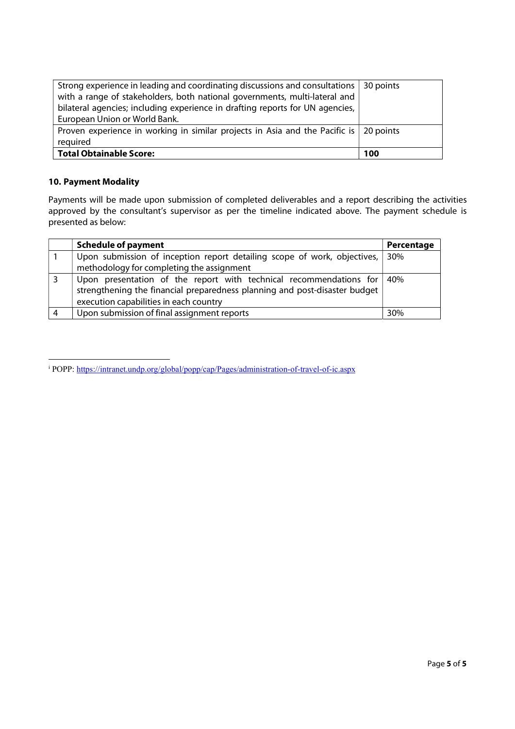| | |
|---|---|
| Strong experience in leading and coordinating discussions and consultations with a range of stakeholders, both national governments, multi-lateral and bilateral agencies; including experience in drafting reports for UN agencies, European Union or World Bank. | 30 points |
| Proven experience in working in similar projects in Asia and the Pacific is required | 20 points |
| **Total Obtainable Score:** | **100** |

### 10. Payment Modality

Payments will be made upon submission of completed deliverables and a report describing the activities approved by the consultant's supervisor as per the timeline indicated above. The payment schedule is presented as below:

| | Schedule of payment | Percentage |
|---|---|---|
| 1 | Upon submission of inception report detailing scope of work, objectives, methodology for completing the assignment | 30% |
| 3 | Upon presentation of the report with technical recommendations for strengthening the financial preparedness planning and post-disaster budget execution capabilities in each country | 40% |
| 4 | Upon submission of final assignment reports | 30% |

[i] POPP: https://intranet.undp.org/global/popp/cap/Pages/administration-of-travel-of-ic.aspx